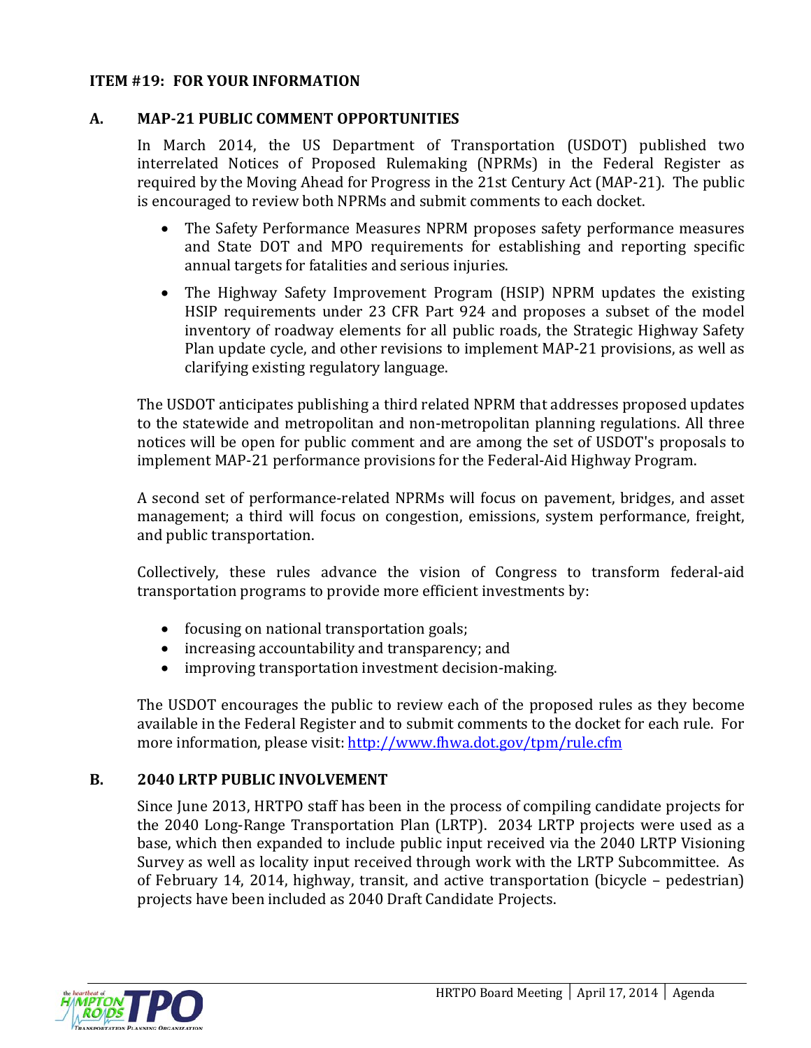## ITEM #19: FOR YOUR INFORMATION

### A. MAP-21 PUBLIC COMMENT OPPORTUNITIES

In March 2014, the US Department of Transportation (USDOT) published two interrelated Notices of Proposed Rulemaking (NPRMs) in the Federal Register as required by the Moving Ahead for Progress in the 21st Century Act (MAP-21). The public is encouraged to review both NPRMs and submit comments to each docket.

- The Safety Performance Measures NPRM proposes safety performance measures and State DOT and MPO requirements for establishing and reporting specific annual targets for fatalities and serious injuries.
- The Highway Safety Improvement Program (HSIP) NPRM updates the existing HSIP requirements under 23 CFR Part 924 and proposes a subset of the model inventory of roadway elements for all public roads, the Strategic Highway Safety Plan update cycle, and other revisions to implement MAP-21 provisions, as well as clarifying existing regulatory language.

The USDOT anticipates publishing a third related NPRM that addresses proposed updates to the statewide and metropolitan and non-metropolitan planning regulations. All three notices will be open for public comment and are among the set of USDOT's proposals to implement MAP-21 performance provisions for the Federal-Aid Highway Program.

A second set of performance-related NPRMs will focus on pavement, bridges, and asset management; a third will focus on congestion, emissions, system performance, freight, and public transportation.

Collectively, these rules advance the vision of Congress to transform federal-aid transportation programs to provide more efficient investments by:

- focusing on national transportation goals;
- increasing accountability and transparency; and
- improving transportation investment decision-making.

The USDOT encourages the public to review each of the proposed rules as they become available in the Federal Register and to submit comments to the docket for each rule. For more information, please visit: http://www.fhwa.dot.gov/tpm/rule.cfm

### B. 2040 LRTP PUBLIC INVOLVEMENT

Since June 2013, HRTPO staff has been in the process of compiling candidate projects for the 2040 Long-Range Transportation Plan (LRTP). 2034 LRTP projects were used as a base, which then expanded to include public input received via the 2040 LRTP Visioning Survey as well as locality input received through work with the LRTP Subcommittee. As of February 14, 2014, highway, transit, and active transportation (bicycle – pedestrian) projects have been included as 2040 Draft Candidate Projects.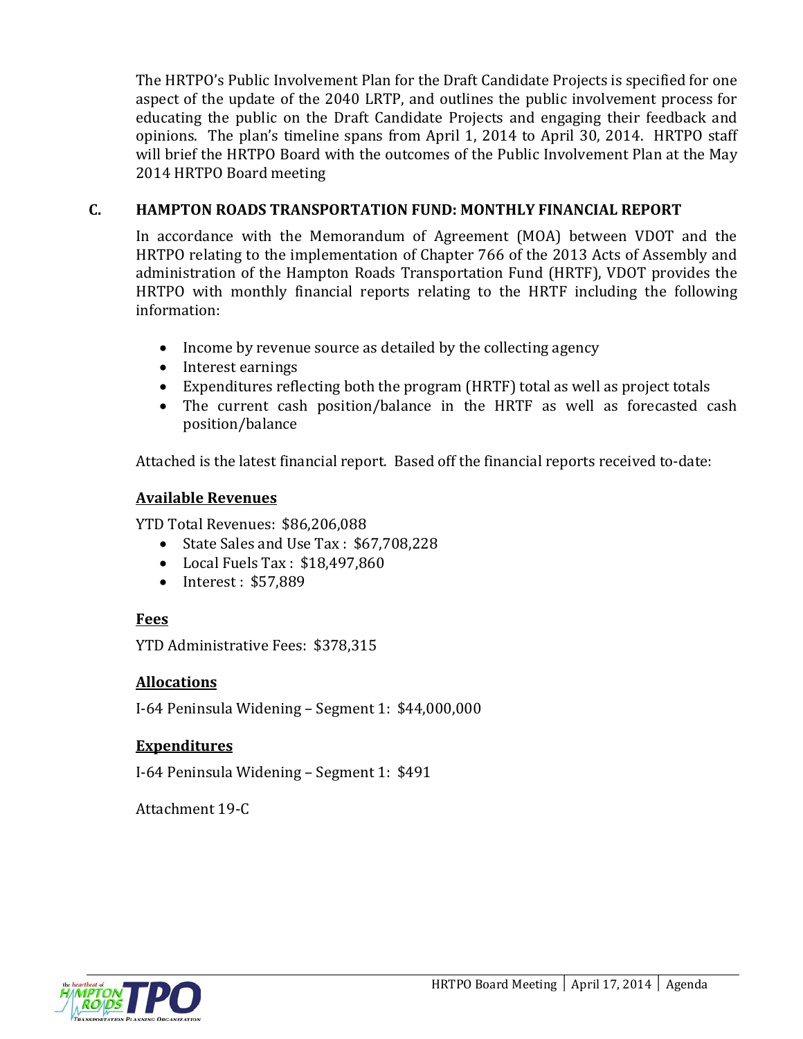The HRTPO's Public Involvement Plan for the Draft Candidate Projects is specified for one aspect of the update of the 2040 LRTP, and outlines the public involvement process for educating the public on the Draft Candidate Projects and engaging their feedback and opinions. The plan's timeline spans from April 1, 2014 to April 30, 2014. HRTPO staff will brief the HRTPO Board with the outcomes of the Public Involvement Plan at the May 2014 HRTPO Board meeting

### C. HAMPTON ROADS TRANSPORTATION FUND: MONTHLY FINANCIAL REPORT

In accordance with the Memorandum of Agreement (MOA) between VDOT and the HRTPO relating to the implementation of Chapter 766 of the 2013 Acts of Assembly and administration of the Hampton Roads Transportation Fund (HRTF), VDOT provides the HRTPO with monthly financial reports relating to the HRTF including the following information:

- Income by revenue source as detailed by the collecting agency
- Interest earnings
- Expenditures reflecting both the program (HRTF) total as well as project totals
- The current cash position/balance in the HRTF as well as forecasted cash position/balance

Attached is the latest financial report. Based off the financial reports received to-date:

**Available Revenues**

YTD Total Revenues: $86,206,088

- State Sales and Use Tax : $67,708,228
- Local Fuels Tax : $18,497,860
- Interest : $57,889

**Fees**

YTD Administrative Fees: $378,315

**Allocations**

I-64 Peninsula Widening – Segment 1: $44,000,000

**Expenditures**

I-64 Peninsula Widening – Segment 1: $491

Attachment 19-C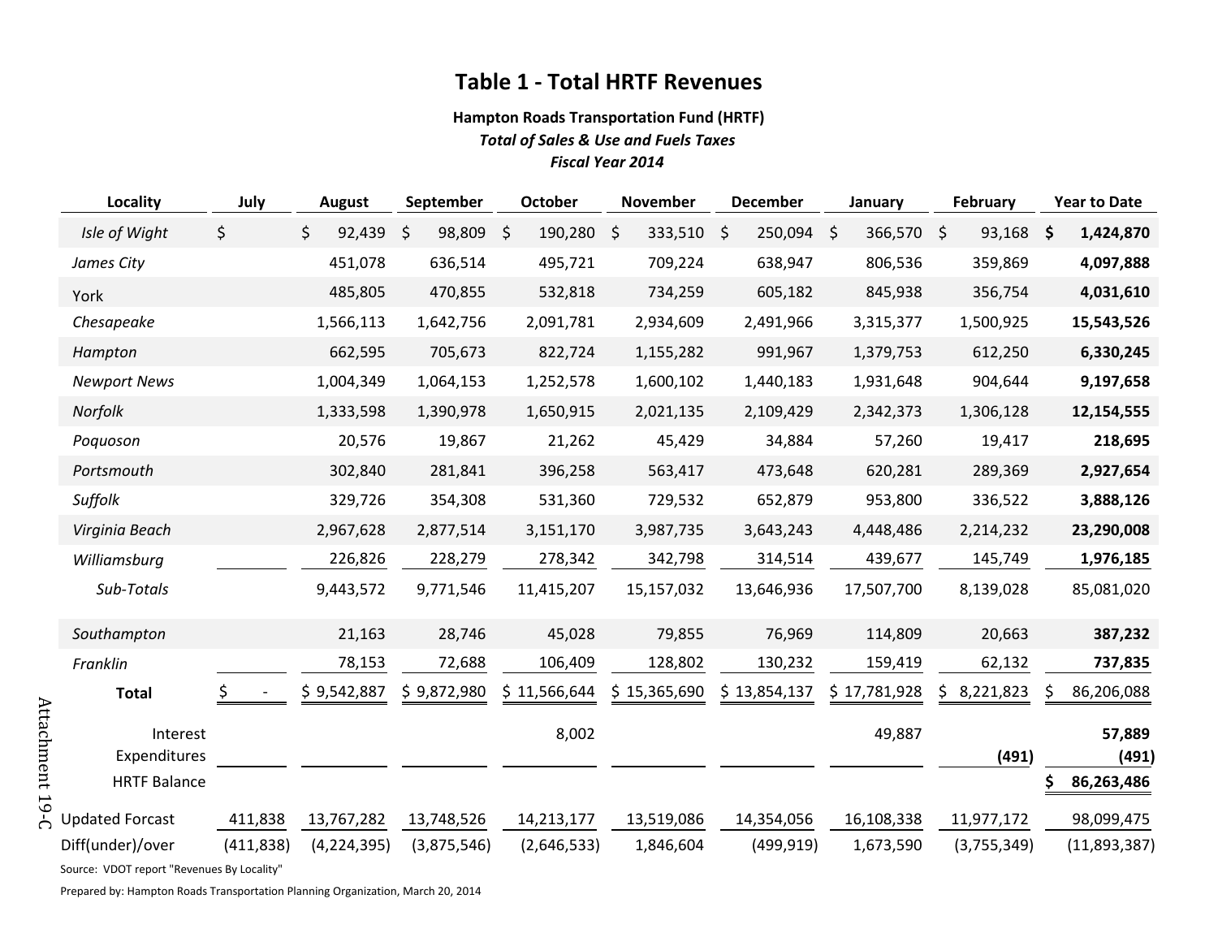# Table 1 - Total HRTF Revenues

**Hampton Roads Transportation Fund (HRTF)**

***Total of Sales & Use and Fuels Taxes***

***Fiscal Year 2014***

| Locality | July | August | September | October | November | December | January | February | Year to Date |
|---|---|---|---|---|---|---|---|---|---|
| *Isle of Wight* | $ | $ 92,439 | $ 98,809 | $ 190,280 | $ 333,510 | $ 250,094 | $ 366,570 | $ 93,168 | **$ 1,424,870** |
| *James City* | | 451,078 | 636,514 | 495,721 | 709,224 | 638,947 | 806,536 | 359,869 | **4,097,888** |
| York | | 485,805 | 470,855 | 532,818 | 734,259 | 605,182 | 845,938 | 356,754 | **4,031,610** |
| *Chesapeake* | | 1,566,113 | 1,642,756 | 2,091,781 | 2,934,609 | 2,491,966 | 3,315,377 | 1,500,925 | **15,543,526** |
| *Hampton* | | 662,595 | 705,673 | 822,724 | 1,155,282 | 991,967 | 1,379,753 | 612,250 | **6,330,245** |
| *Newport News* | | 1,004,349 | 1,064,153 | 1,252,578 | 1,600,102 | 1,440,183 | 1,931,648 | 904,644 | **9,197,658** |
| *Norfolk* | | 1,333,598 | 1,390,978 | 1,650,915 | 2,021,135 | 2,109,429 | 2,342,373 | 1,306,128 | **12,154,555** |
| *Poquoson* | | 20,576 | 19,867 | 21,262 | 45,429 | 34,884 | 57,260 | 19,417 | **218,695** |
| *Portsmouth* | | 302,840 | 281,841 | 396,258 | 563,417 | 473,648 | 620,281 | 289,369 | **2,927,654** |
| *Suffolk* | | 329,726 | 354,308 | 531,360 | 729,532 | 652,879 | 953,800 | 336,522 | **3,888,126** |
| *Virginia Beach* | | 2,967,628 | 2,877,514 | 3,151,170 | 3,987,735 | 3,643,243 | 4,448,486 | 2,214,232 | **23,290,008** |
| *Williamsburg* | | 226,826 | 228,279 | 278,342 | 342,798 | 314,514 | 439,677 | 145,749 | **1,976,185** |
| *Sub-Totals* | | 9,443,572 | 9,771,546 | 11,415,207 | 15,157,032 | 13,646,936 | 17,507,700 | 8,139,028 | 85,081,020 |
| *Southampton* | | 21,163 | 28,746 | 45,028 | 79,855 | 76,969 | 114,809 | 20,663 | **387,232** |
| *Franklin* | | 78,153 | 72,688 | 106,409 | 128,802 | 130,232 | 159,419 | 62,132 | **737,835** |
| **Total** | $ - | $ 9,542,887 | $ 9,872,980 | $ 11,566,644 | $ 15,365,690 | $ 13,854,137 | $ 17,781,928 | $ 8,221,823 | $ 86,206,088 |
| Interest | | | | 8,002 | | | 49,887 | | **57,889** |
| Expenditures | | | | | | | | **(491)** | **(491)** |
| HRTF Balance | | | | | | | | | **$ 86,263,486** |
| Updated Forcast | 411,838 | 13,767,282 | 13,748,526 | 14,213,177 | 13,519,086 | 14,354,056 | 16,108,338 | 11,977,172 | 98,099,475 |
| Diff(under)/over | (411,838) | (4,224,395) | (3,875,546) | (2,646,533) | 1,846,604 | (499,919) | 1,673,590 | (3,755,349) | (11,893,387) |

Source: VDOT report "Revenues By Locality"

Prepared by: Hampton Roads Transportation Planning Organization, March 20, 2014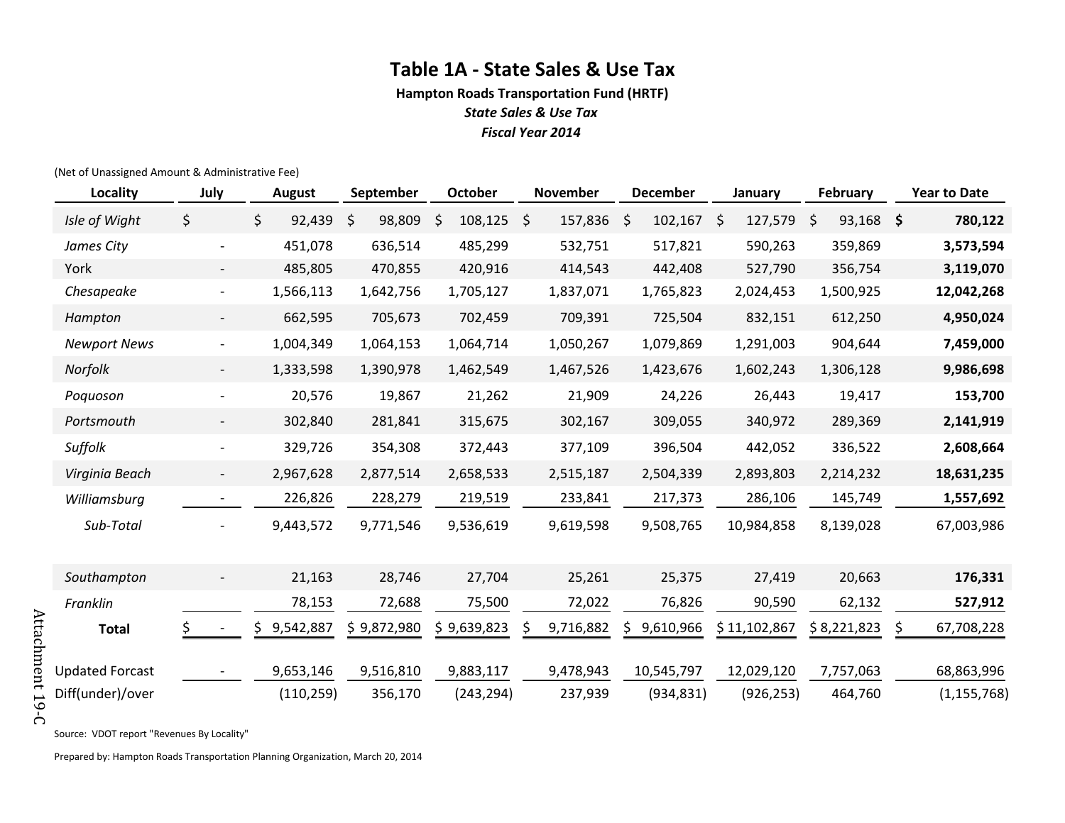# Table 1A - State Sales & Use Tax

**Hampton Roads Transportation Fund (HRTF)**

***State Sales & Use Tax***

***Fiscal Year 2014***

(Net of Unassigned Amount & Administrative Fee)

| Locality | July | August | September | October | November | December | January | February | Year to Date |
|---|---|---|---|---|---|---|---|---|---|
| *Isle of Wight* | $ | $ 92,439 | $ 98,809 | $ 108,125 | $ 157,836 | $ 102,167 | $ 127,579 | $ 93,168 | **$ 780,122** |
| *James City* | - | 451,078 | 636,514 | 485,299 | 532,751 | 517,821 | 590,263 | 359,869 | **3,573,594** |
| York | - | 485,805 | 470,855 | 420,916 | 414,543 | 442,408 | 527,790 | 356,754 | **3,119,070** |
| *Chesapeake* | - | 1,566,113 | 1,642,756 | 1,705,127 | 1,837,071 | 1,765,823 | 2,024,453 | 1,500,925 | **12,042,268** |
| *Hampton* | - | 662,595 | 705,673 | 702,459 | 709,391 | 725,504 | 832,151 | 612,250 | **4,950,024** |
| *Newport News* | - | 1,004,349 | 1,064,153 | 1,064,714 | 1,050,267 | 1,079,869 | 1,291,003 | 904,644 | **7,459,000** |
| *Norfolk* | - | 1,333,598 | 1,390,978 | 1,462,549 | 1,467,526 | 1,423,676 | 1,602,243 | 1,306,128 | **9,986,698** |
| *Poquoson* | - | 20,576 | 19,867 | 21,262 | 21,909 | 24,226 | 26,443 | 19,417 | **153,700** |
| *Portsmouth* | - | 302,840 | 281,841 | 315,675 | 302,167 | 309,055 | 340,972 | 289,369 | **2,141,919** |
| *Suffolk* | - | 329,726 | 354,308 | 372,443 | 377,109 | 396,504 | 442,052 | 336,522 | **2,608,664** |
| *Virginia Beach* | - | 2,967,628 | 2,877,514 | 2,658,533 | 2,515,187 | 2,504,339 | 2,893,803 | 2,214,232 | **18,631,235** |
| *Williamsburg* | - | 226,826 | 228,279 | 219,519 | 233,841 | 217,373 | 286,106 | 145,749 | **1,557,692** |
| *Sub-Total* | - | 9,443,572 | 9,771,546 | 9,536,619 | 9,619,598 | 9,508,765 | 10,984,858 | 8,139,028 | 67,003,986 |
| | | | | | | | | | |
| *Southampton* | - | 21,163 | 28,746 | 27,704 | 25,261 | 25,375 | 27,419 | 20,663 | **176,331** |
| *Franklin* | | 78,153 | 72,688 | 75,500 | 72,022 | 76,826 | 90,590 | 62,132 | **527,912** |
| **Total** | $ - | $ 9,542,887 | $ 9,872,980 | $ 9,639,823 | $ 9,716,882 | $ 9,610,966 | $ 11,102,867 | $ 8,221,823 | $ 67,708,228 |
| | | | | | | | | | |
| Updated Forcast | - | 9,653,146 | 9,516,810 | 9,883,117 | 9,478,943 | 10,545,797 | 12,029,120 | 7,757,063 | 68,863,996 |
| Diff(under)/over | | (110,259) | 356,170 | (243,294) | 237,939 | (934,831) | (926,253) | 464,760 | (1,155,768) |

Source: VDOT report "Revenues By Locality"

Prepared by: Hampton Roads Transportation Planning Organization, March 20, 2014

Attachment 19-C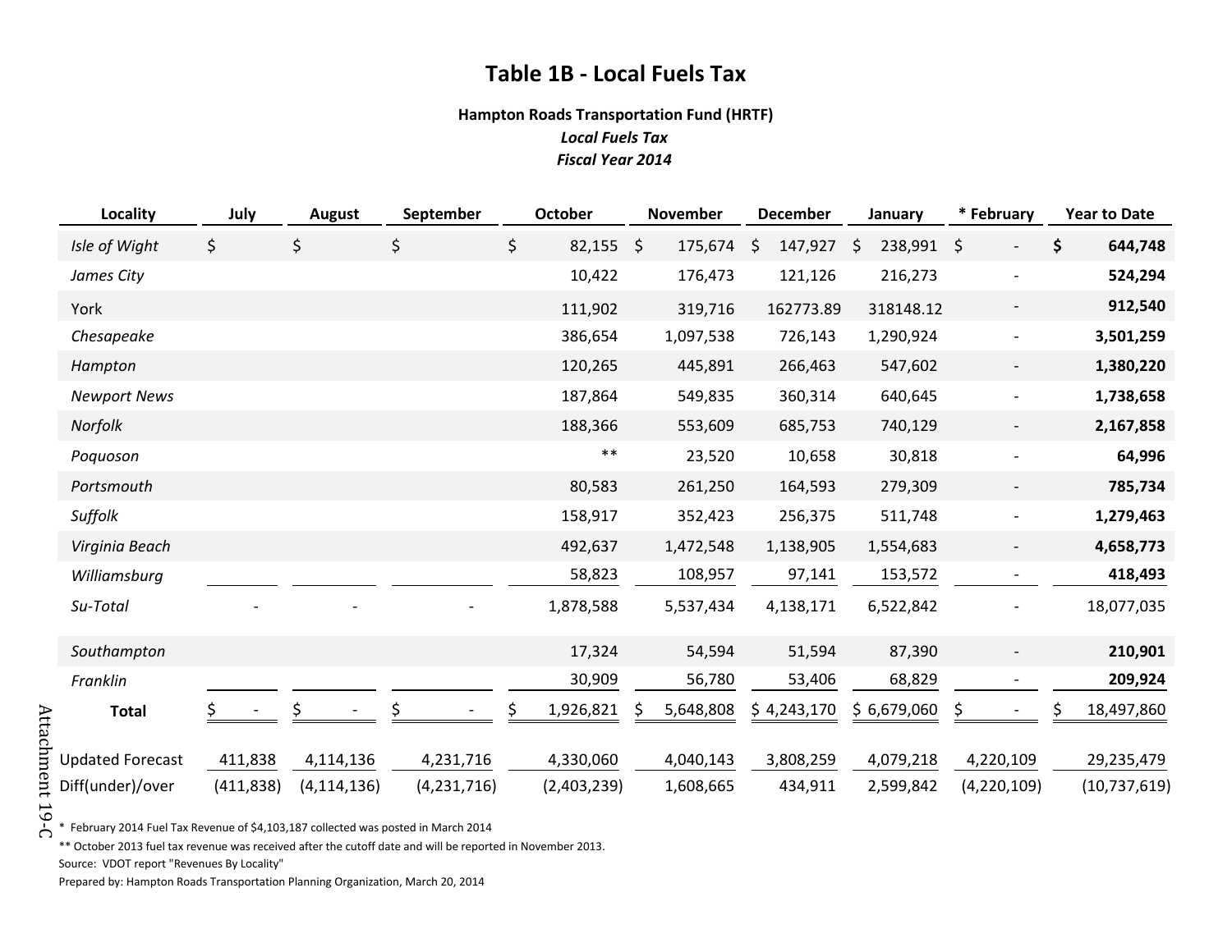# Table 1B - Local Fuels Tax

**Hampton Roads Transportation Fund (HRTF)**

***Local Fuels Tax***

***Fiscal Year 2014***

| Locality | July | August | September | October | November | December | January | * February | Year to Date |
|---|---|---|---|---|---|---|---|---|---|
| *Isle of Wight* | $ | $ | $ | $ 82,155 | $ 175,674 | $ 147,927 | $ 238,991 | $ - | **$ 644,748** |
| *James City* | | | | 10,422 | 176,473 | 121,126 | 216,273 | - | **524,294** |
| York | | | | 111,902 | 319,716 | 162773.89 | 318148.12 | - | **912,540** |
| *Chesapeake* | | | | 386,654 | 1,097,538 | 726,143 | 1,290,924 | - | **3,501,259** |
| *Hampton* | | | | 120,265 | 445,891 | 266,463 | 547,602 | - | **1,380,220** |
| *Newport News* | | | | 187,864 | 549,835 | 360,314 | 640,645 | - | **1,738,658** |
| *Norfolk* | | | | 188,366 | 553,609 | 685,753 | 740,129 | - | **2,167,858** |
| *Poquoson* | | | | ** | 23,520 | 10,658 | 30,818 | - | **64,996** |
| *Portsmouth* | | | | 80,583 | 261,250 | 164,593 | 279,309 | - | **785,734** |
| *Suffolk* | | | | 158,917 | 352,423 | 256,375 | 511,748 | - | **1,279,463** |
| *Virginia Beach* | | | | 492,637 | 1,472,548 | 1,138,905 | 1,554,683 | - | **4,658,773** |
| *Williamsburg* | | | | 58,823 | 108,957 | 97,141 | 153,572 | - | **418,493** |
| *Su-Total* | - | - | - | 1,878,588 | 5,537,434 | 4,138,171 | 6,522,842 | - | 18,077,035 |
| *Southampton* | | | | 17,324 | 54,594 | 51,594 | 87,390 | - | **210,901** |
| *Franklin* | | | | 30,909 | 56,780 | 53,406 | 68,829 | - | **209,924** |
| **Total** | $ - | $ - | $ - | $ 1,926,821 | $ 5,648,808 | $ 4,243,170 | $ 6,679,060 | $ - | $ 18,497,860 |
| Updated Forecast | 411,838 | 4,114,136 | 4,231,716 | 4,330,060 | 4,040,143 | 3,808,259 | 4,079,218 | 4,220,109 | 29,235,479 |
| Diff(under)/over | (411,838) | (4,114,136) | (4,231,716) | (2,403,239) | 1,608,665 | 434,911 | 2,599,842 | (4,220,109) | (10,737,619) |

\* February 2014 Fuel Tax Revenue of $4,103,187 collected was posted in March 2014

** October 2013 fuel tax revenue was received after the cutoff date and will be reported in November 2013.

Source: VDOT report "Revenues By Locality"

Prepared by: Hampton Roads Transportation Planning Organization, March 20, 2014

Attachment 19-C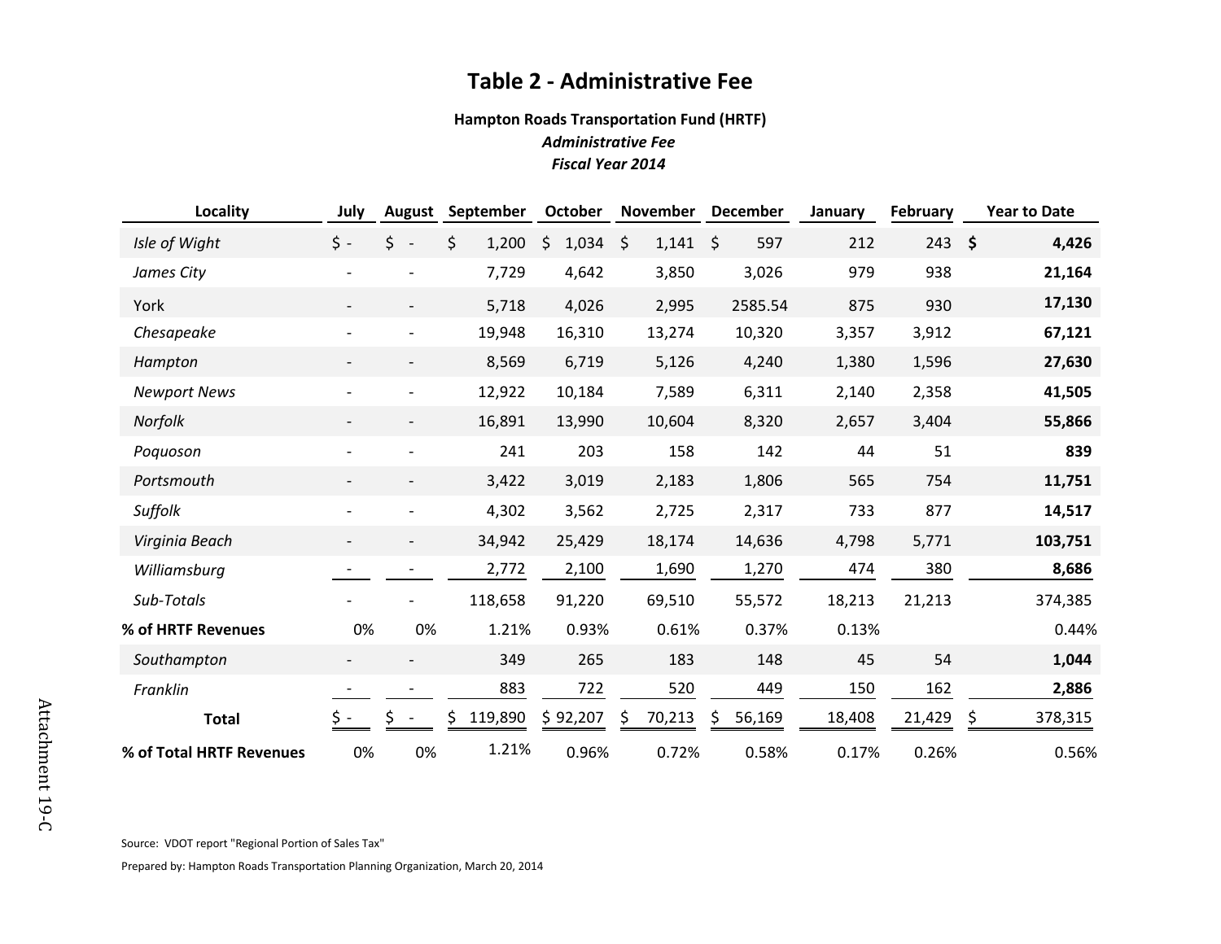# Table 2 - Administrative Fee

**Hampton Roads Transportation Fund (HRTF)**

***Administrative Fee***

***Fiscal Year 2014***

| Locality | July | August | September | October | November | December | January | February | Year to Date |
|---|---|---|---|---|---|---|---|---|---|
| *Isle of Wight* | $ - | $ - | $ 1,200 | $ 1,034 | $ 1,141 | $ 597 | 212 | 243 | **$ 4,426** |
| *James City* | - | - | 7,729 | 4,642 | 3,850 | 3,026 | 979 | 938 | **21,164** |
| York | - | - | 5,718 | 4,026 | 2,995 | 2585.54 | 875 | 930 | **17,130** |
| *Chesapeake* | - | - | 19,948 | 16,310 | 13,274 | 10,320 | 3,357 | 3,912 | **67,121** |
| *Hampton* | - | - | 8,569 | 6,719 | 5,126 | 4,240 | 1,380 | 1,596 | **27,630** |
| *Newport News* | - | - | 12,922 | 10,184 | 7,589 | 6,311 | 2,140 | 2,358 | **41,505** |
| *Norfolk* | - | - | 16,891 | 13,990 | 10,604 | 8,320 | 2,657 | 3,404 | **55,866** |
| *Poquoson* | - | - | 241 | 203 | 158 | 142 | 44 | 51 | **839** |
| *Portsmouth* | - | - | 3,422 | 3,019 | 2,183 | 1,806 | 565 | 754 | **11,751** |
| *Suffolk* | - | - | 4,302 | 3,562 | 2,725 | 2,317 | 733 | 877 | **14,517** |
| *Virginia Beach* | - | - | 34,942 | 25,429 | 18,174 | 14,636 | 4,798 | 5,771 | **103,751** |
| *Williamsburg* | - | - | 2,772 | 2,100 | 1,690 | 1,270 | 474 | 380 | **8,686** |
| *Sub-Totals* | - | - | 118,658 | 91,220 | 69,510 | 55,572 | 18,213 | 21,213 | 374,385 |
| **% of HRTF Revenues** | 0% | 0% | 1.21% | 0.93% | 0.61% | 0.37% | 0.13% | | 0.44% |
| *Southampton* | - | - | 349 | 265 | 183 | 148 | 45 | 54 | **1,044** |
| *Franklin* | - | - | 883 | 722 | 520 | 449 | 150 | 162 | **2,886** |
| **Total** | $ - | $ - | $ 119,890 | $ 92,207 | $ 70,213 | $ 56,169 | 18,408 | 21,429 | $ 378,315 |
| **% of Total HRTF Revenues** | 0% | 0% | 1.21% | 0.96% | 0.72% | 0.58% | 0.17% | 0.26% | 0.56% |

Source: VDOT report "Regional Portion of Sales Tax"

Prepared by: Hampton Roads Transportation Planning Organization, March 20, 2014

Attachment 19-C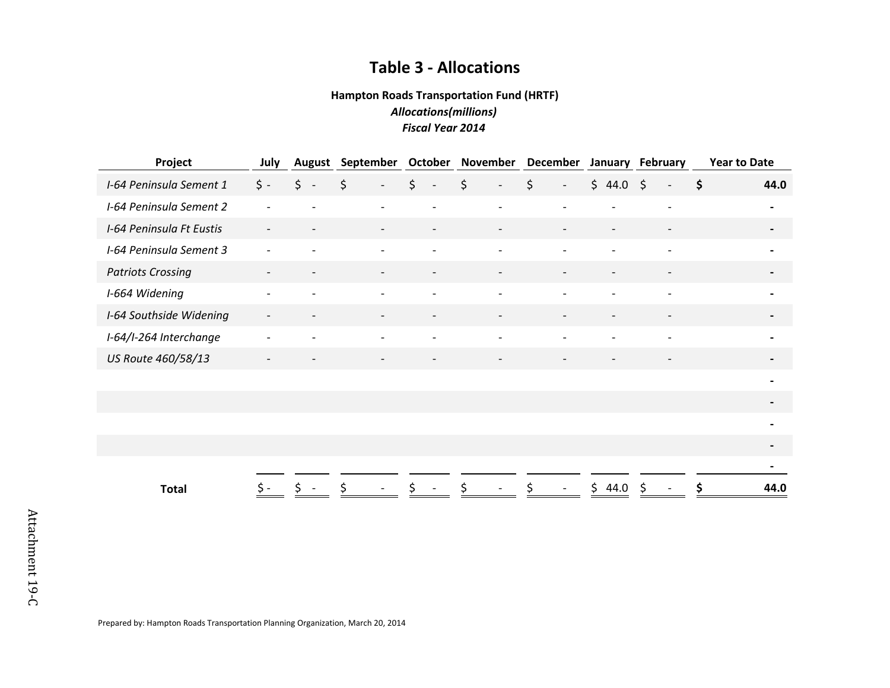# Table 3 - Allocations

**Hampton Roads Transportation Fund (HRTF)**

***Allocations(millions)***

***Fiscal Year 2014***

| Project | July | August | September | October | November | December | January | February | Year to Date |
|---|---|---|---|---|---|---|---|---|---|
| *I-64 Peninsula Sement 1* | $ - | $ - | $ - | $ - | $ - | $ - | $ 44.0 | $ - | **$ 44.0** |
| *I-64 Peninsula Sement 2* | - | - | - | - | - | - | - | - | **-** |
| *I-64 Peninsula Ft Eustis* | - | - | - | - | - | - | - | - | **-** |
| *I-64 Peninsula Sement 3* | - | - | - | - | - | - | - | - | **-** |
| *Patriots Crossing* | - | - | - | - | - | - | - | - | **-** |
| *I-664 Widening* | - | - | - | - | - | - | - | - | **-** |
| *I-64 Southside Widening* | - | - | - | - | - | - | - | - | **-** |
| *I-64/I-264 Interchange* | - | - | - | - | - | - | - | - | **-** |
| *US Route 460/58/13* | - | - | - | - | - | - | - | - | **-** |
| | | | | | | | | | **-** |
| | | | | | | | | | **-** |
| | | | | | | | | | **-** |
| | | | | | | | | | **-** |
| | | | | | | | | | **-** |
| **Total** | $ - | $ - | $ - | $ - | $ - | $ - | $ 44.0 | $ - | **$ 44.0** |

Attachment 19-C

Prepared by: Hampton Roads Transportation Planning Organization, March 20, 2014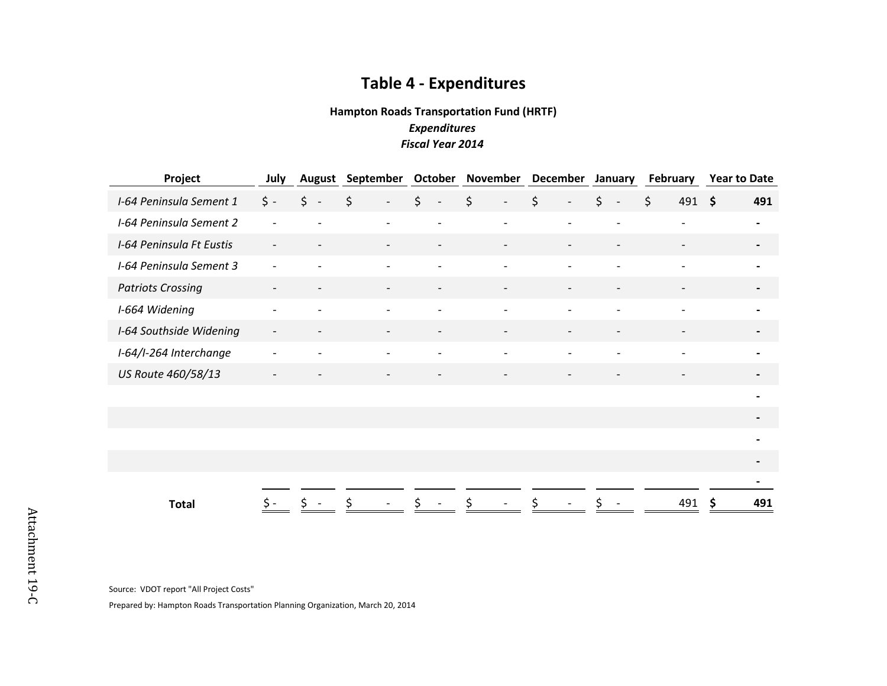# Table 4 - Expenditures

**Hampton Roads Transportation Fund (HRTF)**

***Expenditures***

***Fiscal Year 2014***

| Project | July | August | September | October | November | December | January | February | Year to Date |
|---|---|---|---|---|---|---|---|---|---|
| *I-64 Peninsula Sement 1* | $ - | $ - | $ - | $ - | $ - | $ - | $ - | $ 491 | **$ 491** |
| *I-64 Peninsula Sement 2* | - | - | - | - | - | - | - | - | **-** |
| *I-64 Peninsula Ft Eustis* | - | - | - | - | - | - | - | - | **-** |
| *I-64 Peninsula Sement 3* | - | - | - | - | - | - | - | - | **-** |
| *Patriots Crossing* | - | - | - | - | - | - | - | - | **-** |
| *I-664 Widening* | - | - | - | - | - | - | - | - | **-** |
| *I-64 Southside Widening* | - | - | - | - | - | - | - | - | **-** |
| *I-64/I-264 Interchange* | - | - | - | - | - | - | - | - | **-** |
| *US Route 460/58/13* | - | - | - | - | - | - | - | - | **-** |
| | | | | | | | | | **-** |
| | | | | | | | | | **-** |
| | | | | | | | | | **-** |
| | | | | | | | | | **-** |
| | | | | | | | | | **-** |
| **Total** | $ - | $ - | $ - | $ - | $ - | $ - | $ - | 491 | **$ 491** |

Source: VDOT report "All Project Costs"

Prepared by: Hampton Roads Transportation Planning Organization, March 20, 2014

Attachment 19-C